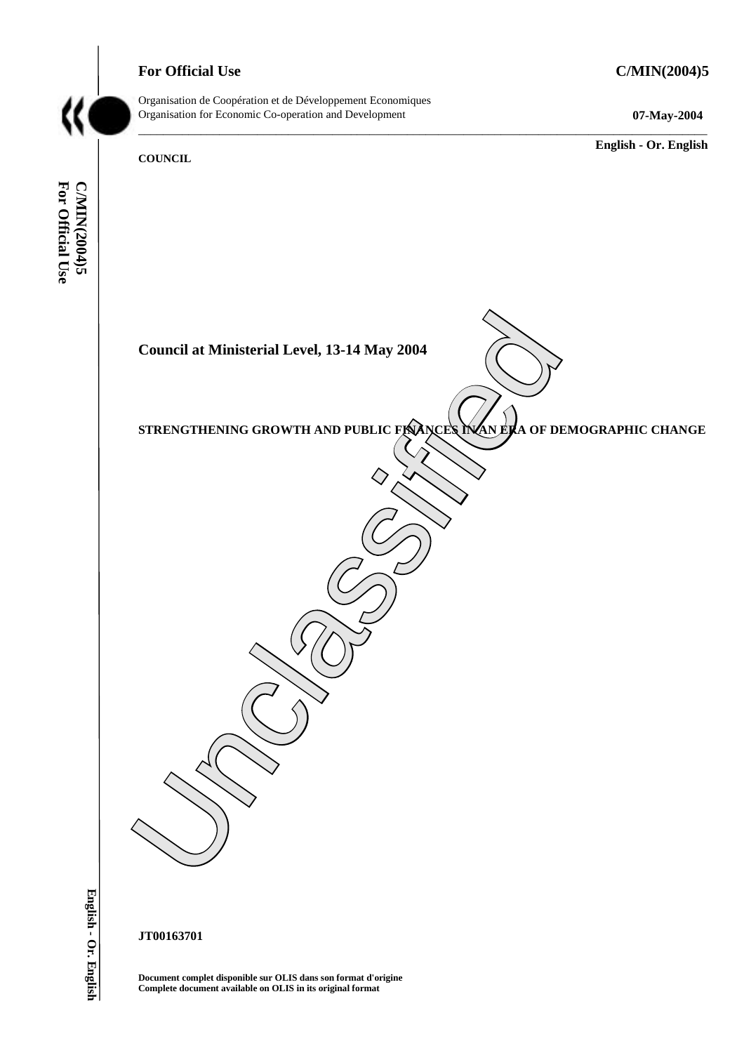**For Official Use** **C/MIN(2004)5**

Organisation de Coopération et de Développement Economiques
Organisation for Economic Co-operation and Development **07-May-2004**

**English - Or. English**

**COUNCIL**

**Council at Ministerial Level, 13-14 May 2004**

**STRENGTHENING GROWTH AND PUBLIC FINANCES IN AN ERA OF DEMOGRAPHIC CHANGE**

**JT00163701**

**Document complet disponible sur OLIS dans son format d'origine**
**Complete document available on OLIS in its original format**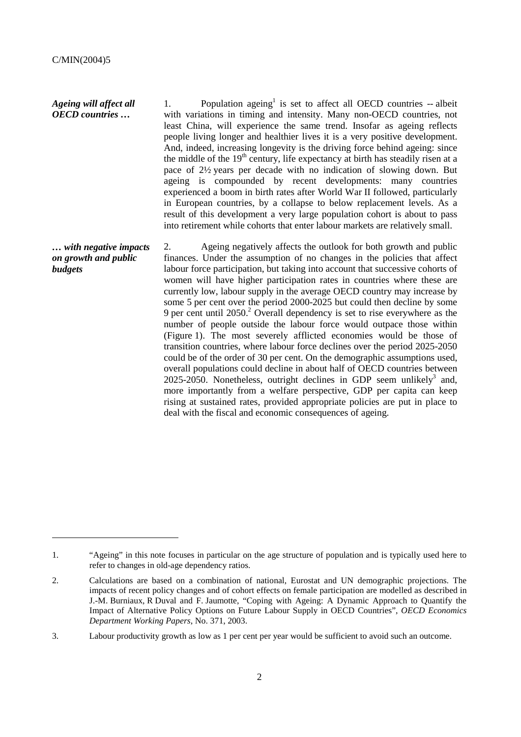*Ageing will affect all OECD countries …*

1. Population ageing[1] is set to affect all OECD countries -- albeit with variations in timing and intensity. Many non-OECD countries, not least China, will experience the same trend. Insofar as ageing reflects people living longer and healthier lives it is a very positive development. And, indeed, increasing longevity is the driving force behind ageing: since the middle of the 19th century, life expectancy at birth has steadily risen at a pace of 2½ years per decade with no indication of slowing down. But ageing is compounded by recent developments: many countries experienced a boom in birth rates after World War II followed, particularly in European countries, by a collapse to below replacement levels. As a result of this development a very large population cohort is about to pass into retirement while cohorts that enter labour markets are relatively small.

*… with negative impacts on growth and public budgets*

2. Ageing negatively affects the outlook for both growth and public finances. Under the assumption of no changes in the policies that affect labour force participation, but taking into account that successive cohorts of women will have higher participation rates in countries where these are currently low, labour supply in the average OECD country may increase by some 5 per cent over the period 2000-2025 but could then decline by some 9 per cent until 2050.[2] Overall dependency is set to rise everywhere as the number of people outside the labour force would outpace those within (Figure 1). The most severely afflicted economies would be those of transition countries, where labour force declines over the period 2025-2050 could be of the order of 30 per cent. On the demographic assumptions used, overall populations could decline in about half of OECD countries between 2025-2050. Nonetheless, outright declines in GDP seem unlikely[3] and, more importantly from a welfare perspective, GDP per capita can keep rising at sustained rates, provided appropriate policies are put in place to deal with the fiscal and economic consequences of ageing.

---

1. "Ageing" in this note focuses in particular on the age structure of population and is typically used here to refer to changes in old-age dependency ratios.

2. Calculations are based on a combination of national, Eurostat and UN demographic projections. The impacts of recent policy changes and of cohort effects on female participation are modelled as described in J.-M. Burniaux, R Duval and F. Jaumotte, "Coping with Ageing: A Dynamic Approach to Quantify the Impact of Alternative Policy Options on Future Labour Supply in OECD Countries", *OECD Economics Department Working Papers*, No. 371, 2003.

3. Labour productivity growth as low as 1 per cent per year would be sufficient to avoid such an outcome.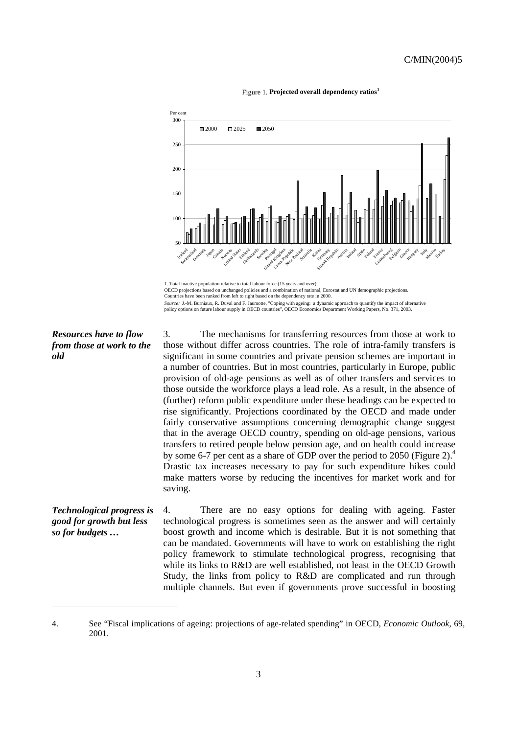Figure 1. **Projected overall dependency ratios**[1]

Per cent

300

250

200

150

100

50

2000 2025 2050

Iceland, Switzerland, Denmark, Japan, Canada, Norway, United States, Finland, Netherlands, Sweden, Portugal, United Kingdom, Czech Republic, New Zealand, Australia, Korea, Germany, Slovak Republic, Austria, Ireland, Spain, Poland, France, Luxembourg, Belgium, Greece, Hungary, Italy, Mexico, Turkey

1. Total inactive population relative to total labour force (15 years and over).
OECD projections based on unchanged policies and a combination of national, Eurostat and UN demographic projections.
Countries have been ranked from left to right based on the dependency rate in 2000.

*Source:* J.-M. Burniaux, R. Duval and F. Jaumotte, "Coping with ageing: a dynamic approach to quantify the impact of alternative policy options on future labour supply in OECD countries", OECD Economics Department Working Papers, No. 371, 2003.

***Resources have to flow from those at work to the old***

3. The mechanisms for transferring resources from those at work to those without differ across countries. The role of intra-family transfers is significant in some countries and private pension schemes are important in a number of countries. But in most countries, particularly in Europe, public provision of old-age pensions as well as of other transfers and services to those outside the workforce plays a lead role. As a result, in the absence of (further) reform public expenditure under these headings can be expected to rise significantly. Projections coordinated by the OECD and made under fairly conservative assumptions concerning demographic change suggest that in the average OECD country, spending on old-age pensions, various transfers to retired people below pension age, and on health could increase by some 6-7 per cent as a share of GDP over the period to 2050 (Figure 2).[4] Drastic tax increases necessary to pay for such expenditure hikes could make matters worse by reducing the incentives for market work and for saving.

***Technological progress is good for growth but less so for budgets …***

4. There are no easy options for dealing with ageing. Faster technological progress is sometimes seen as the answer and will certainly boost growth and income which is desirable. But it is not something that can be mandated. Governments will have to work on establishing the right policy framework to stimulate technological progress, recognising that while its links to R&D are well established, not least in the OECD Growth Study, the links from policy to R&D are complicated and run through multiple channels. But even if governments prove successful in boosting

---

4. See "Fiscal implications of ageing: projections of age-related spending" in OECD, *Economic Outlook*, 69, 2001.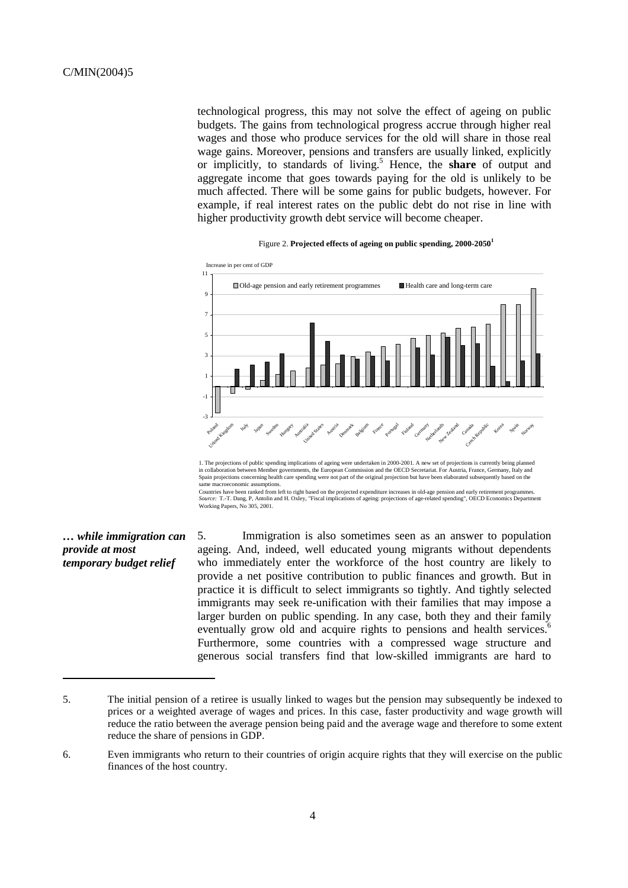technological progress, this may not solve the effect of ageing on public budgets. The gains from technological progress accrue through higher real wages and those who produce services for the old will share in those real wage gains. Moreover, pensions and transfers are usually linked, explicitly or implicitly, to standards of living.[5] Hence, the **share** of output and aggregate income that goes towards paying for the old is unlikely to be much affected. There will be some gains for public budgets, however. For example, if real interest rates on the public debt do not rise in line with higher productivity growth debt service will become cheaper.

Figure 2. **Projected effects of ageing on public spending, 2000-2050**[1]

Increase in per cent of GDP

Old-age pension and early retirement programmes
Health care and long-term care

11
9
7
5
3
1
-1
-3

Poland, United Kingdom, Italy, Japan, Sweden, Hungary, Australia, United States, Austria, Denmark, Belgium, France, Portugal, Finland, Germany, Netherlands, New Zealand, Canada, Czech Republic, Korea, Spain, Norway

1. The projections of public spending implications of ageing were undertaken in 2000-2001. A new set of projections is currently being planned in collaboration between Member governments, the European Commission and the OECD Secretariat. For Austria, France, Germany, Italy and Spain projections concerning health care spending were not part of the original projection but have been elaborated subsequently based on the same macroeconomic assumptions.

Countries have been ranked from left to right based on the projected expenditure increases in old-age pension and early retirement programmes.

*Source:* T.-T. Dang, P, Antolin and H. Oxley, "Fiscal implications of ageing: projections of age-related spending", OECD Economics Department Working Papers, No 305, 2001.

***… while immigration can provide at most temporary budget relief***

5. Immigration is also sometimes seen as an answer to population ageing. And, indeed, well educated young migrants without dependents who immediately enter the workforce of the host country are likely to provide a net positive contribution to public finances and growth. But in practice it is difficult to select immigrants so tightly. And tightly selected immigrants may seek re-unification with their families that may impose a larger burden on public spending. In any case, both they and their family eventually grow old and acquire rights to pensions and health services.[6] Furthermore, some countries with a compressed wage structure and generous social transfers find that low-skilled immigrants are hard to

---

5. The initial pension of a retiree is usually linked to wages but the pension may subsequently be indexed to prices or a weighted average of wages and prices. In this case, faster productivity and wage growth will reduce the ratio between the average pension being paid and the average wage and therefore to some extent reduce the share of pensions in GDP.

6. Even immigrants who return to their countries of origin acquire rights that they will exercise on the public finances of the host country.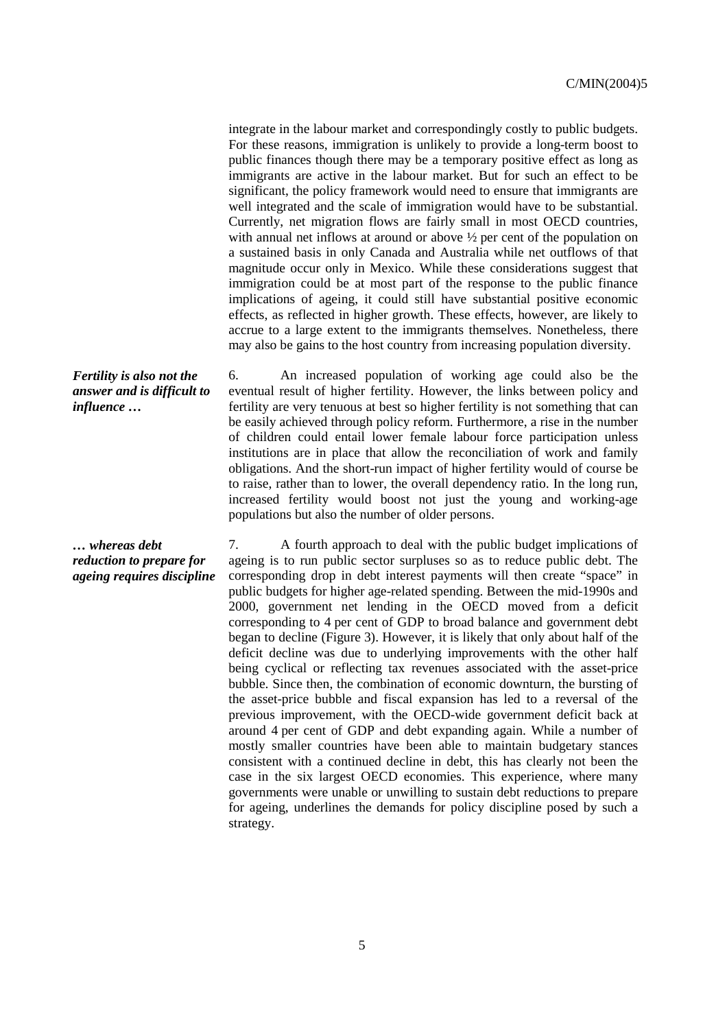integrate in the labour market and correspondingly costly to public budgets. For these reasons, immigration is unlikely to provide a long-term boost to public finances though there may be a temporary positive effect as long as immigrants are active in the labour market. But for such an effect to be significant, the policy framework would need to ensure that immigrants are well integrated and the scale of immigration would have to be substantial. Currently, net migration flows are fairly small in most OECD countries, with annual net inflows at around or above ½ per cent of the population on a sustained basis in only Canada and Australia while net outflows of that magnitude occur only in Mexico. While these considerations suggest that immigration could be at most part of the response to the public finance implications of ageing, it could still have substantial positive economic effects, as reflected in higher growth. These effects, however, are likely to accrue to a large extent to the immigrants themselves. Nonetheless, there may also be gains to the host country from increasing population diversity.

***Fertility is also not the answer and is difficult to influence …***

6. An increased population of working age could also be the eventual result of higher fertility. However, the links between policy and fertility are very tenuous at best so higher fertility is not something that can be easily achieved through policy reform. Furthermore, a rise in the number of children could entail lower female labour force participation unless institutions are in place that allow the reconciliation of work and family obligations. And the short-run impact of higher fertility would of course be to raise, rather than to lower, the overall dependency ratio. In the long run, increased fertility would boost not just the young and working-age populations but also the number of older persons.

***… whereas debt reduction to prepare for ageing requires discipline***

7. A fourth approach to deal with the public budget implications of ageing is to run public sector surpluses so as to reduce public debt. The corresponding drop in debt interest payments will then create "space" in public budgets for higher age-related spending. Between the mid-1990s and 2000, government net lending in the OECD moved from a deficit corresponding to 4 per cent of GDP to broad balance and government debt began to decline (Figure 3). However, it is likely that only about half of the deficit decline was due to underlying improvements with the other half being cyclical or reflecting tax revenues associated with the asset-price bubble. Since then, the combination of economic downturn, the bursting of the asset-price bubble and fiscal expansion has led to a reversal of the previous improvement, with the OECD-wide government deficit back at around 4 per cent of GDP and debt expanding again. While a number of mostly smaller countries have been able to maintain budgetary stances consistent with a continued decline in debt, this has clearly not been the case in the six largest OECD economies. This experience, where many governments were unable or unwilling to sustain debt reductions to prepare for ageing, underlines the demands for policy discipline posed by such a strategy.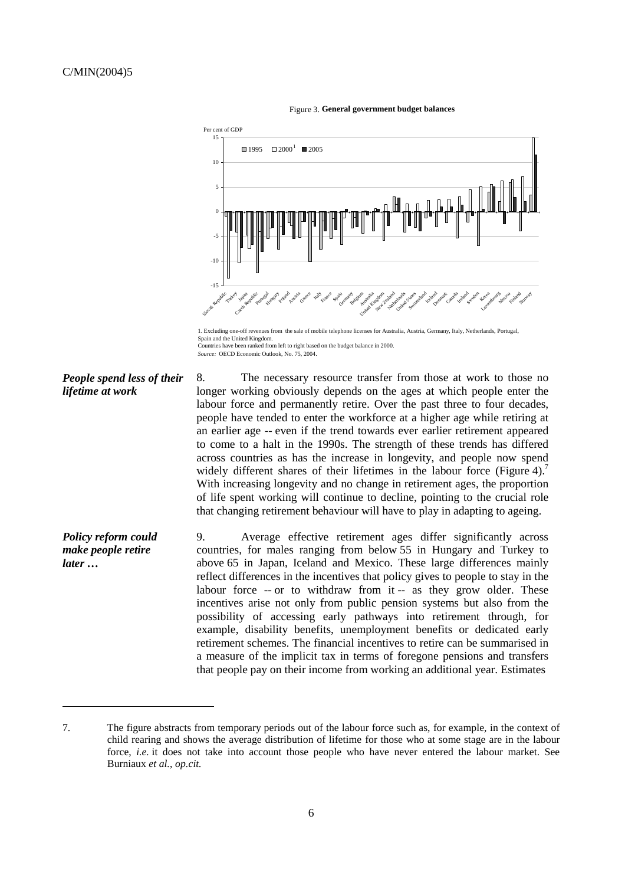Figure 3. **General government budget balances**

Per cent of GDP

15
10
5
0
-5
-10
-15

1995 2000[1] 2005

Slovak Republic, Turkey, Japan, Czech Republic, Portugal, Hungary, Poland, Austria, Greece, Italy, France, Spain, Germany, Belgium, Australia, United Kingdom, New Zealand, Netherlands, United States, Switzerland, Iceland, Denmark, Canada, Ireland, Sweden, Korea, Luxembourg, Mexico, Finland, Norway

1. Excluding one-off revenues from the sale of mobile telephone licenses for Australia, Austria, Germany, Italy, Netherlands, Portugal, Spain and the United Kingdom.

Countries have been ranked from left to right based on the budget balance in 2000.

*Source:* OECD Economic Outlook, No. 75, 2004.

***People spend less of their lifetime at work***

8. The necessary resource transfer from those at work to those no longer working obviously depends on the ages at which people enter the labour force and permanently retire. Over the past three to four decades, people have tended to enter the workforce at a higher age while retiring at an earlier age -- even if the trend towards ever earlier retirement appeared to come to a halt in the 1990s. The strength of these trends has differed across countries as has the increase in longevity, and people now spend widely different shares of their lifetimes in the labour force (Figure 4).[7] With increasing longevity and no change in retirement ages, the proportion of life spent working will continue to decline, pointing to the crucial role that changing retirement behaviour will have to play in adapting to ageing.

***Policy reform could make people retire later …***

9. Average effective retirement ages differ significantly across countries, for males ranging from below 55 in Hungary and Turkey to above 65 in Japan, Iceland and Mexico. These large differences mainly reflect differences in the incentives that policy gives to people to stay in the labour force -- or to withdraw from it -- as they grow older. These incentives arise not only from public pension systems but also from the possibility of accessing early pathways into retirement through, for example, disability benefits, unemployment benefits or dedicated early retirement schemes. The financial incentives to retire can be summarised in a measure of the implicit tax in terms of foregone pensions and transfers that people pay on their income from working an additional year. Estimates

---

7. The figure abstracts from temporary periods out of the labour force such as, for example, in the context of child rearing and shows the average distribution of lifetime for those who at some stage are in the labour force, *i.e.* it does not take into account those people who have never entered the labour market. See Burniaux *et al.*, *op.cit.*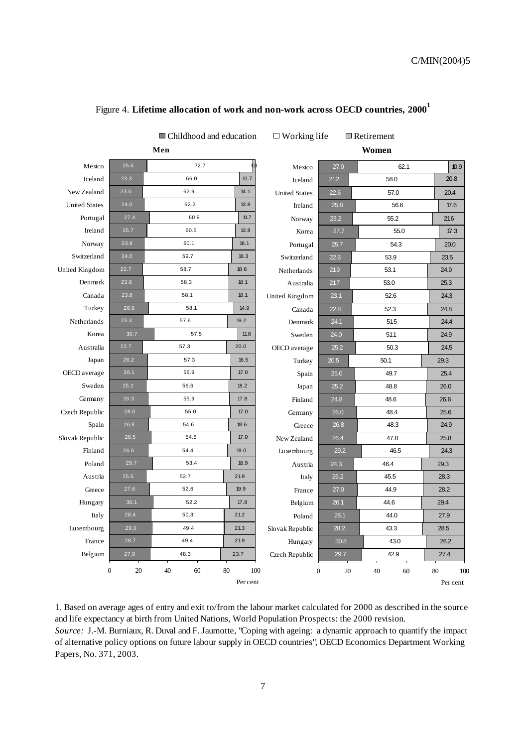Figure 4. **Lifetime allocation of work and non-work across OECD countries, 2000**[1]

Childhood and education · Working life · Retirement

**Men**

Mexico 25.6 72.7 1.8
Iceland 23.3 66.0 10.7
New Zealand 23.0 62.9 14.1
United States 24.0 62.2 13.8
Portugal 27.4 60.9 11.7
Ireland 25.7 60.5 13.8
Norway 23.9 60.1 16.1
Switzerland 24.0 59.7 16.3
United Kingdom 22.7 58.7 18.6
Denmark 23.6 58.3 18.1
Canada 23.8 58.1 18.1
Turkey 26.9 58.1 14.9
Netherlands 23.3 57.6 19.2
Korea 30.7 57.5 11.8
Australia 22.7 57.3 20.0
Japan 26.2 57.3 16.5
OECD average 26.1 56.9 17.0
Sweden 25.2 56.6 18.2
Germany 26.3 55.9 17.8
Czech Republic 28.0 55.0 17.0
Spain 26.8 54.6 18.6
Slovak Republic 28.5 54.5 17.0
Finland 26.6 54.4 19.0
Poland 29.7 53.4 16.9
Austria 25.5 52.7 21.9
Greece 27.6 52.6 19.9
Hungary 30.1 52.2 17.8
Italy 28.4 50.3 21.2
Luxembourg 29.3 49.4 21.3
France 28.7 49.4 21.9
Belgium 27.9 48.3 23.7

0 20 40 60 80 100
Per cent

**Women**

Mexico 27.0 62.1 10.9
Iceland 21.2 58.0 20.8
United States 22.6 57.0 20.4
Ireland 25.8 56.6 17.6
Norway 23.2 55.2 21.6
Korea 27.7 55.0 17.3
Portugal 25.7 54.3 20.0
Switzerland 22.6 53.9 23.5
Netherlands 21.9 53.1 24.9
Australia 21.7 53.0 25.3
United Kingdom 23.1 52.6 24.3
Canada 22.8 52.3 24.8
Denmark 24.1 51.5 24.4
Sweden 24.0 51.1 24.9
OECD average 25.2 50.3 24.5
Turkey 20.5 50.1 29.3
Spain 25.0 49.7 25.4
Japan 25.2 48.8 26.0
Finland 24.8 48.6 26.6
Germany 26.0 48.4 25.6
Greece 26.8 48.3 24.9
New Zealand 26.4 47.8 25.8
Luxembourg 29.2 46.5 24.3
Austria 24.3 46.4 29.3
Italy 26.2 45.5 28.3
France 27.0 44.9 28.2
Belgium 26.1 44.6 29.4
Poland 28.1 44.0 27.9
Slovak Republic 28.2 43.3 28.5
Hungary 30.8 43.0 26.2
Czech Republic 29.7 42.9 27.4

0 20 40 60 80 100
Per cent

1. Based on average ages of entry and exit to/from the labour market calculated for 2000 as described in the source and life expectancy at birth from United Nations, World Population Prospects: the 2000 revision.

*Source:* J.-M. Burniaux, R. Duval and F. Jaumotte, "Coping with ageing: a dynamic approach to quantify the impact of alternative policy options on future labour supply in OECD countries", OECD Economics Department Working Papers, No. 371, 2003.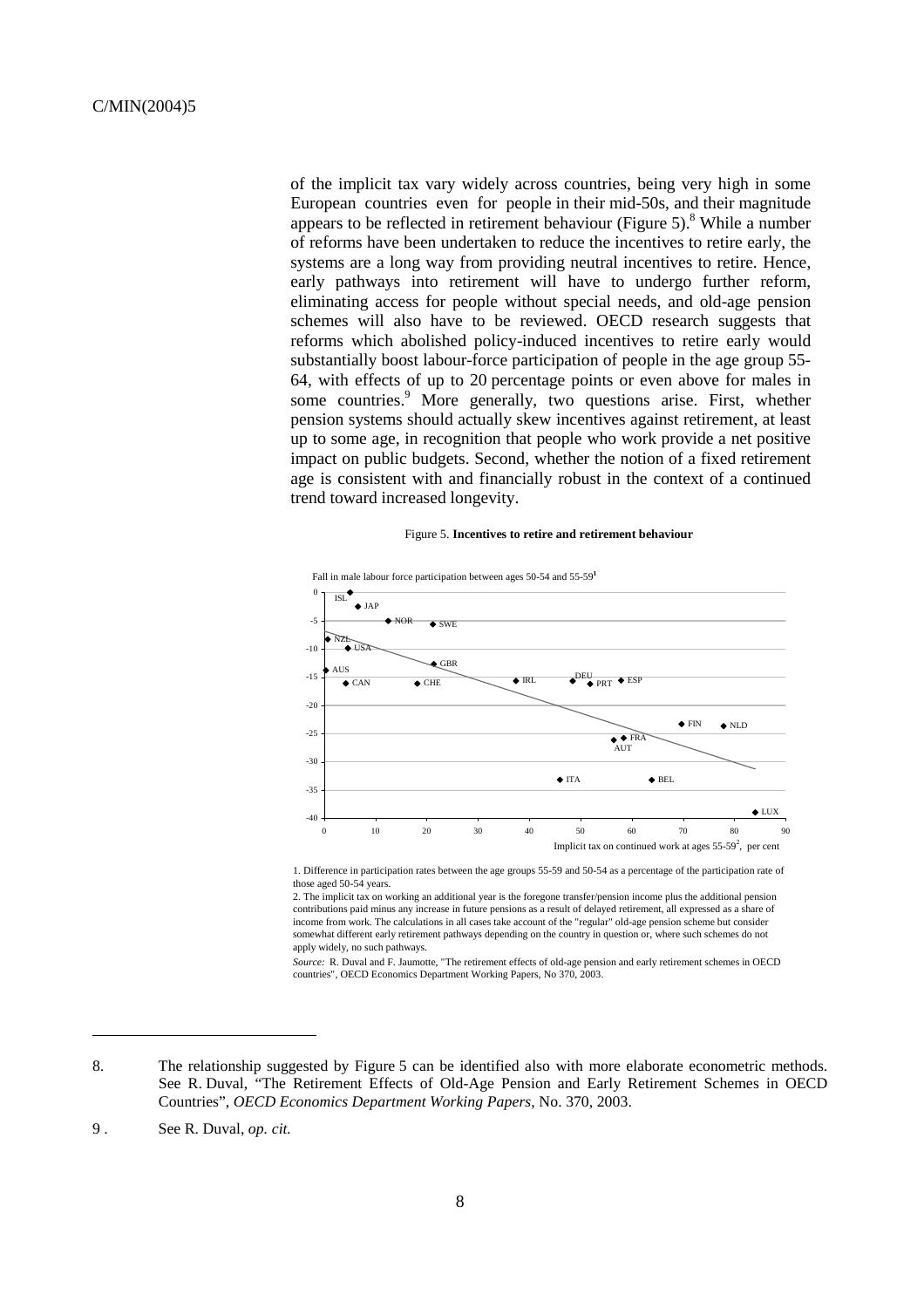of the implicit tax vary widely across countries, being very high in some European countries even for people in their mid-50s, and their magnitude appears to be reflected in retirement behaviour (Figure 5).[8] While a number of reforms have been undertaken to reduce the incentives to retire early, the systems are a long way from providing neutral incentives to retire. Hence, early pathways into retirement will have to undergo further reform, eliminating access for people without special needs, and old-age pension schemes will also have to be reviewed. OECD research suggests that reforms which abolished policy-induced incentives to retire early would substantially boost labour-force participation of people in the age group 55-64, with effects of up to 20 percentage points or even above for males in some countries.[9] More generally, two questions arise. First, whether pension systems should actually skew incentives against retirement, at least up to some age, in recognition that people who work provide a net positive impact on public budgets. Second, whether the notion of a fixed retirement age is consistent with and financially robust in the context of a continued trend toward increased longevity.

Figure 5. **Incentives to retire and retirement behaviour**

Fall in male labour force participation between ages 50-54 and 55-59[1]

0
-5
-10
-15
-20
-25
-30
-35
-40

ISL
JAP
NOR
SWE
NZL
USA
GBR
AUS
CAN
CHE
IRL
DEU
PRT
ESP
FIN
NLD
FRA
AUT
ITA
BEL
LUX

0 10 20 30 40 50 60 70 80 90

Implicit tax on continued work at ages 55-59[2], per cent

1. Difference in participation rates between the age groups 55-59 and 50-54 as a percentage of the participation rate of those aged 50-54 years.

2. The implicit tax on working an additional year is the foregone transfer/pension income plus the additional pension contributions paid minus any increase in future pensions as a result of delayed retirement, all expressed as a share of income from work. The calculations in all cases take account of the "regular" old-age pension scheme but consider somewhat different early retirement pathways depending on the country in question or, where such schemes do not apply widely, no such pathways.

*Source:* R. Duval and F. Jaumotte, "The retirement effects of old-age pension and early retirement schemes in OECD countries", OECD Economics Department Working Papers, No 370, 2003.

---

8. The relationship suggested by Figure 5 can be identified also with more elaborate econometric methods. See R. Duval, "The Retirement Effects of Old-Age Pension and Early Retirement Schemes in OECD Countries", *OECD Economics Department Working Papers*, No. 370, 2003.

9 . See R. Duval, *op. cit.*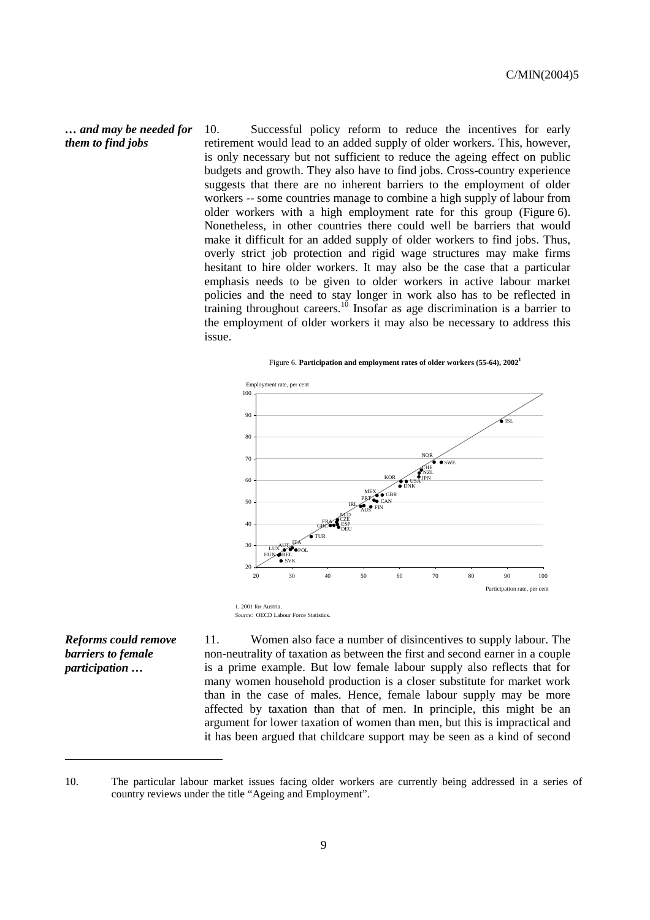***… and may be needed for them to find jobs***

10. Successful policy reform to reduce the incentives for early retirement would lead to an added supply of older workers. This, however, is only necessary but not sufficient to reduce the ageing effect on public budgets and growth. They also have to find jobs. Cross-country experience suggests that there are no inherent barriers to the employment of older workers -- some countries manage to combine a high supply of labour from older workers with a high employment rate for this group (Figure 6). Nonetheless, in other countries there could well be barriers that would make it difficult for an added supply of older workers to find jobs. Thus, overly strict job protection and rigid wage structures may make firms hesitant to hire older workers. It may also be the case that a particular emphasis needs to be given to older workers in active labour market policies and the need to stay longer in work also has to be reflected in training throughout careers.[10] Insofar as age discrimination is a barrier to the employment of older workers it may also be necessary to address this issue.

Figure 6. **Participation and employment rates of older workers (55-64), 2002[1]**

1. 2001 for Austria.
*Source:* OECD Labour Force Statistics.

***Reforms could remove barriers to female participation …***

11. Women also face a number of disincentives to supply labour. The non-neutrality of taxation as between the first and second earner in a couple is a prime example. But low female labour supply also reflects that for many women household production is a closer substitute for market work than in the case of males. Hence, female labour supply may be more affected by taxation than that of men. In principle, this might be an argument for lower taxation of women than men, but this is impractical and it has been argued that childcare support may be seen as a kind of second

10. The particular labour market issues facing older workers are currently being addressed in a series of country reviews under the title "Ageing and Employment".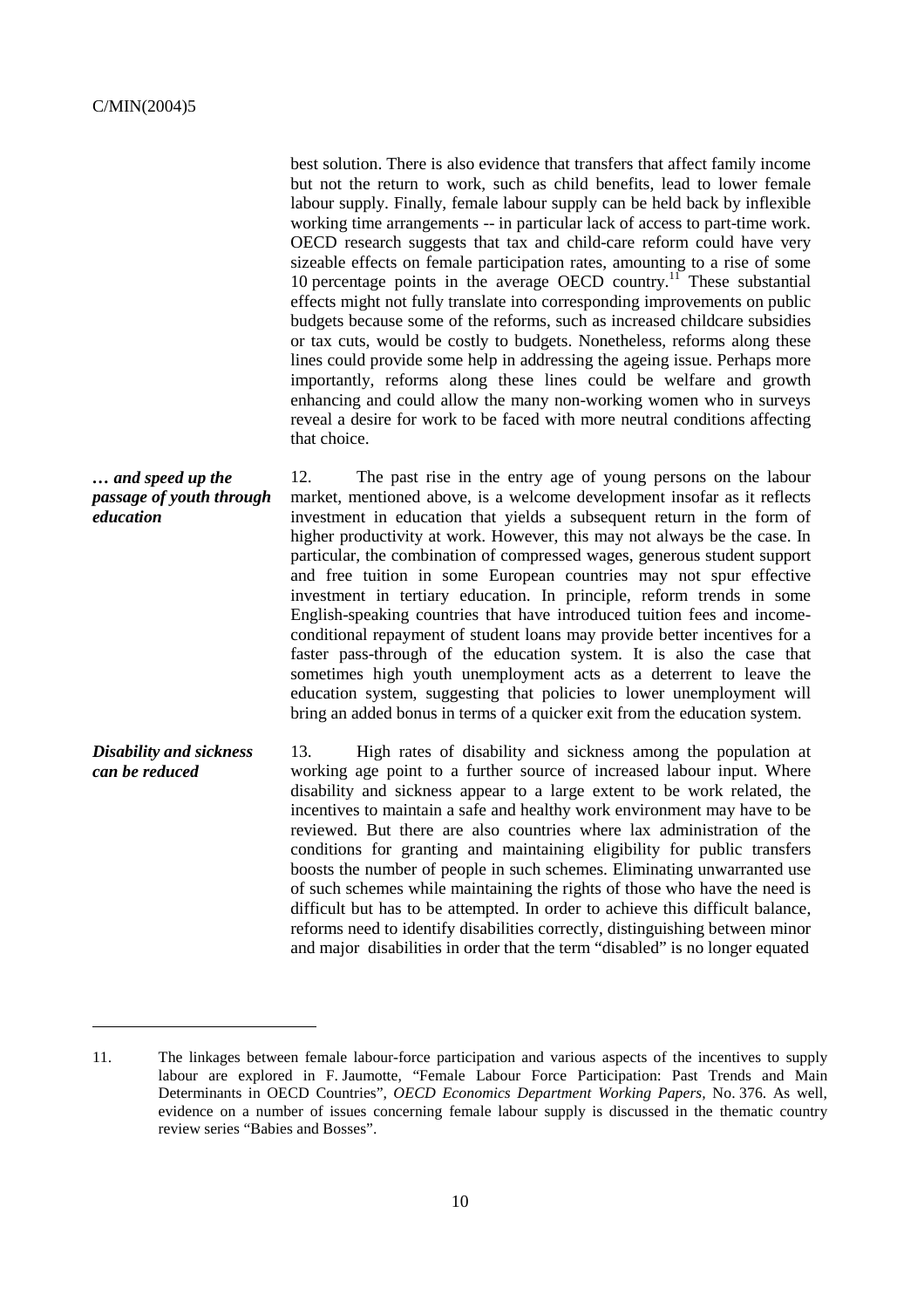best solution. There is also evidence that transfers that affect family income but not the return to work, such as child benefits, lead to lower female labour supply. Finally, female labour supply can be held back by inflexible working time arrangements -- in particular lack of access to part-time work. OECD research suggests that tax and child-care reform could have very sizeable effects on female participation rates, amounting to a rise of some 10 percentage points in the average OECD country.[11] These substantial effects might not fully translate into corresponding improvements on public budgets because some of the reforms, such as increased childcare subsidies or tax cuts, would be costly to budgets. Nonetheless, reforms along these lines could provide some help in addressing the ageing issue. Perhaps more importantly, reforms along these lines could be welfare and growth enhancing and could allow the many non-working women who in surveys reveal a desire for work to be faced with more neutral conditions affecting that choice.

***… and speed up the passage of youth through education***

12. The past rise in the entry age of young persons on the labour market, mentioned above, is a welcome development insofar as it reflects investment in education that yields a subsequent return in the form of higher productivity at work. However, this may not always be the case. In particular, the combination of compressed wages, generous student support and free tuition in some European countries may not spur effective investment in tertiary education. In principle, reform trends in some English-speaking countries that have introduced tuition fees and income-conditional repayment of student loans may provide better incentives for a faster pass-through of the education system. It is also the case that sometimes high youth unemployment acts as a deterrent to leave the education system, suggesting that policies to lower unemployment will bring an added bonus in terms of a quicker exit from the education system.

***Disability and sickness can be reduced***

13. High rates of disability and sickness among the population at working age point to a further source of increased labour input. Where disability and sickness appear to a large extent to be work related, the incentives to maintain a safe and healthy work environment may have to be reviewed. But there are also countries where lax administration of the conditions for granting and maintaining eligibility for public transfers boosts the number of people in such schemes. Eliminating unwarranted use of such schemes while maintaining the rights of those who have the need is difficult but has to be attempted. In order to achieve this difficult balance, reforms need to identify disabilities correctly, distinguishing between minor and major disabilities in order that the term "disabled" is no longer equated

---

11. The linkages between female labour-force participation and various aspects of the incentives to supply labour are explored in F. Jaumotte, "Female Labour Force Participation: Past Trends and Main Determinants in OECD Countries", *OECD Economics Department Working Papers*, No. 376. As well, evidence on a number of issues concerning female labour supply is discussed in the thematic country review series "Babies and Bosses".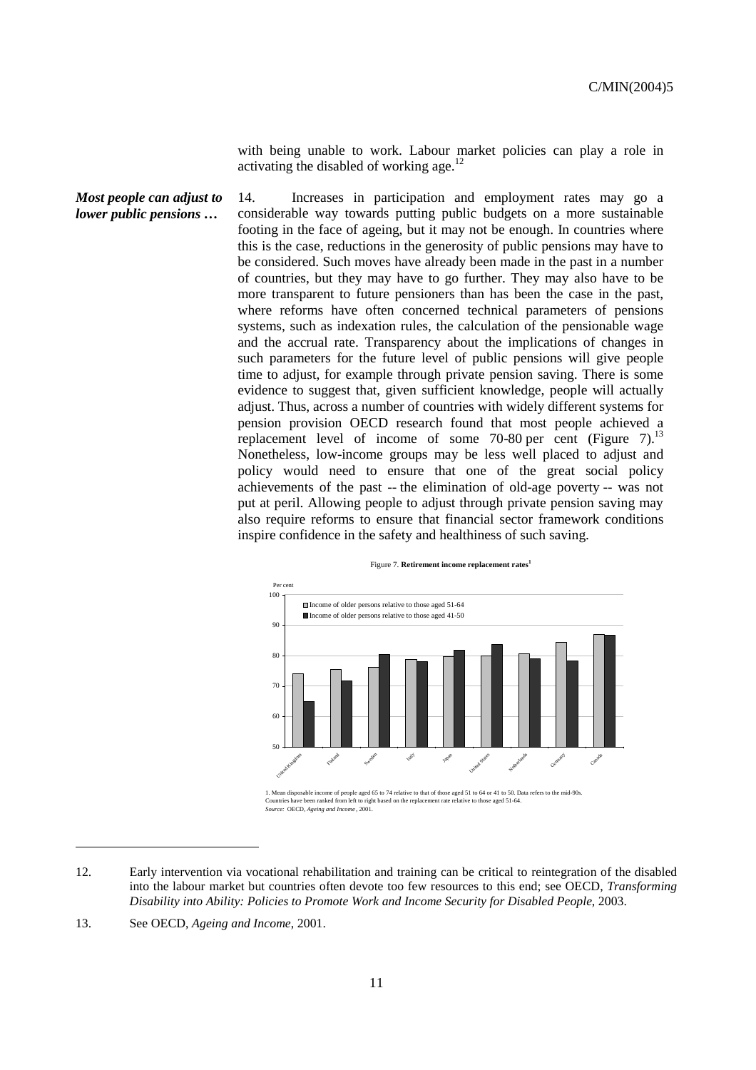with being unable to work. Labour market policies can play a role in activating the disabled of working age.[12]

***Most people can adjust to lower public pensions …***

14. Increases in participation and employment rates may go a considerable way towards putting public budgets on a more sustainable footing in the face of ageing, but it may not be enough. In countries where this is the case, reductions in the generosity of public pensions may have to be considered. Such moves have already been made in the past in a number of countries, but they may have to go further. They may also have to be more transparent to future pensioners than has been the case in the past, where reforms have often concerned technical parameters of pensions systems, such as indexation rules, the calculation of the pensionable wage and the accrual rate. Transparency about the implications of changes in such parameters for the future level of public pensions will give people time to adjust, for example through private pension saving. There is some evidence to suggest that, given sufficient knowledge, people will actually adjust. Thus, across a number of countries with widely different systems for pension provision OECD research found that most people achieved a replacement level of income of some 70-80 per cent (Figure 7).[13] Nonetheless, low-income groups may be less well placed to adjust and policy would need to ensure that one of the great social policy achievements of the past -- the elimination of old-age poverty -- was not put at peril. Allowing people to adjust through private pension saving may also require reforms to ensure that financial sector framework conditions inspire confidence in the safety and healthiness of such saving.

Figure 7. **Retirement income replacement rates**[1]

Per cent

100
90
80
70
60
50

Income of older persons relative to those aged 51-64
Income of older persons relative to those aged 41-50

United Kingdom, Finland, Sweden, Italy, Japan, United States, Netherlands, Germany, Canada

1. Mean disposable income of people aged 65 to 74 relative to that of those aged 51 to 64 or 41 to 50. Data refers to the mid-90s. Countries have been ranked from left to right based on the replacement rate relative to those aged 51-64.
*Source*: OECD, *Ageing and Income*, 2001.

---

12. Early intervention via vocational rehabilitation and training can be critical to reintegration of the disabled into the labour market but countries often devote too few resources to this end; see OECD, *Transforming Disability into Ability: Policies to Promote Work and Income Security for Disabled People*, 2003.

13. See OECD, *Ageing and Income*, 2001.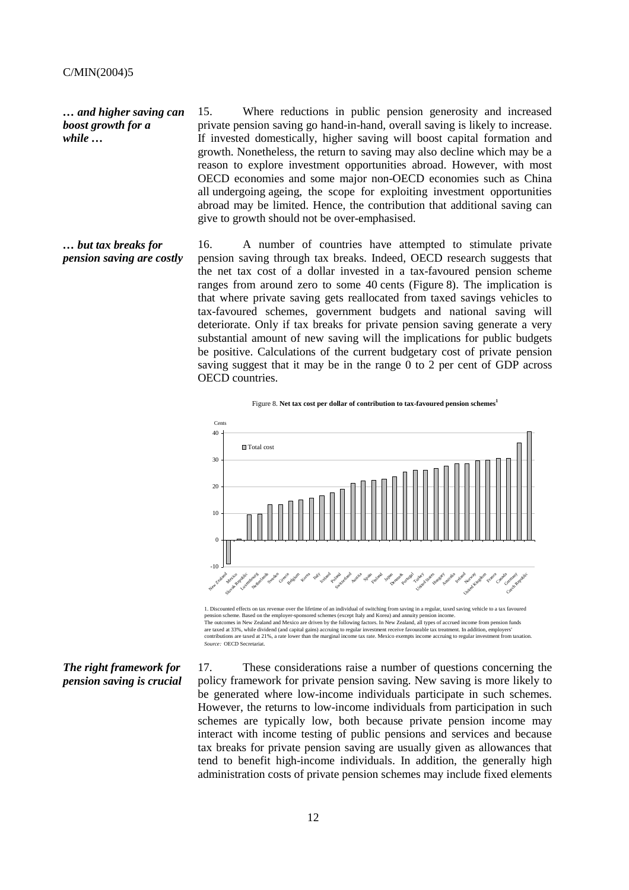*… and higher saving can boost growth for a while …*

15. Where reductions in public pension generosity and increased private pension saving go hand-in-hand, overall saving is likely to increase. If invested domestically, higher saving will boost capital formation and growth. Nonetheless, the return to saving may also decline which may be a reason to explore investment opportunities abroad. However, with most OECD economies and some major non-OECD economies such as China all undergoing ageing, the scope for exploiting investment opportunities abroad may be limited. Hence, the contribution that additional saving can give to growth should not be over-emphasised.

*… but tax breaks for pension saving are costly*

16. A number of countries have attempted to stimulate private pension saving through tax breaks. Indeed, OECD research suggests that the net tax cost of a dollar invested in a tax-favoured pension scheme ranges from around zero to some 40 cents (Figure 8). The implication is that where private saving gets reallocated from taxed savings vehicles to tax-favoured schemes, government budgets and national saving will deteriorate. Only if tax breaks for private pension saving generate a very substantial amount of new saving will the implications for public budgets be positive. Calculations of the current budgetary cost of private pension saving suggest that it may be in the range 0 to 2 per cent of GDP across OECD countries.

Figure 8. **Net tax cost per dollar of contribution to tax-favoured pension schemes**[1]

Cents

40
30
20
10
0
-10

Total cost

New Zealand, Mexico, Slovak Republic, Luxembourg, Netherlands, Sweden, Greece, Belgium, Korea, Italy, Iceland, Poland, Switzerland, Austria, Spain, Finland, Japan, Denmark, Portugal, Turkey, United States, Hungary, Australia, Ireland, Norway, United Kingdom, France, Canada, Germany, Czech Republic

1. Discounted effects on tax revenue over the lifetime of an individual of switching from saving in a regular, taxed saving vehicle to a tax favoured pension scheme. Based on the employer-sponsored schemes (except Italy and Korea) and annuity pension income.
The outcomes in New Zealand and Mexico are driven by the following factors. In New Zealand, all types of accrued income from pension funds are taxed at 33%, while dividend (and capital gains) accruing to regular investment receive favourable tax treatment. In addition, employers' contributions are taxed at 21%, a rate lower than the marginal income tax rate. Mexico exempts income accruing to regular investment from taxation.
*Source:* OECD Secretariat.

*The right framework for pension saving is crucial*

17. These considerations raise a number of questions concerning the policy framework for private pension saving. New saving is more likely to be generated where low-income individuals participate in such schemes. However, the returns to low-income individuals from participation in such schemes are typically low, both because private pension income may interact with income testing of public pensions and services and because tax breaks for private pension saving are usually given as allowances that tend to benefit high-income individuals. In addition, the generally high administration costs of private pension schemes may include fixed elements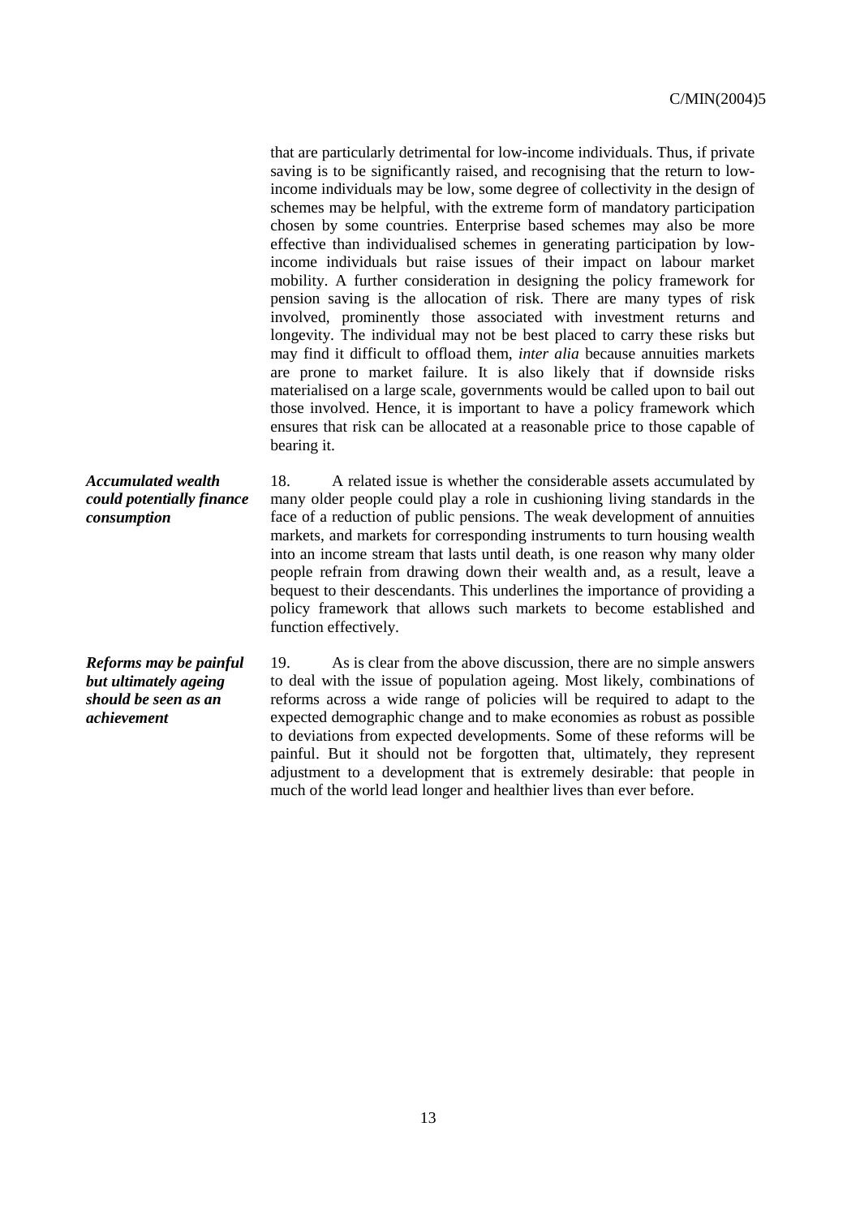that are particularly detrimental for low-income individuals. Thus, if private saving is to be significantly raised, and recognising that the return to low-income individuals may be low, some degree of collectivity in the design of schemes may be helpful, with the extreme form of mandatory participation chosen by some countries. Enterprise based schemes may also be more effective than individualised schemes in generating participation by low-income individuals but raise issues of their impact on labour market mobility. A further consideration in designing the policy framework for pension saving is the allocation of risk. There are many types of risk involved, prominently those associated with investment returns and longevity. The individual may not be best placed to carry these risks but may find it difficult to offload them, *inter alia* because annuities markets are prone to market failure. It is also likely that if downside risks materialised on a large scale, governments would be called upon to bail out those involved. Hence, it is important to have a policy framework which ensures that risk can be allocated at a reasonable price to those capable of bearing it.

***Accumulated wealth could potentially finance consumption***

18. A related issue is whether the considerable assets accumulated by many older people could play a role in cushioning living standards in the face of a reduction of public pensions. The weak development of annuities markets, and markets for corresponding instruments to turn housing wealth into an income stream that lasts until death, is one reason why many older people refrain from drawing down their wealth and, as a result, leave a bequest to their descendants. This underlines the importance of providing a policy framework that allows such markets to become established and function effectively.

***Reforms may be painful but ultimately ageing should be seen as an achievement***

19. As is clear from the above discussion, there are no simple answers to deal with the issue of population ageing. Most likely, combinations of reforms across a wide range of policies will be required to adapt to the expected demographic change and to make economies as robust as possible to deviations from expected developments. Some of these reforms will be painful. But it should not be forgotten that, ultimately, they represent adjustment to a development that is extremely desirable: that people in much of the world lead longer and healthier lives than ever before.